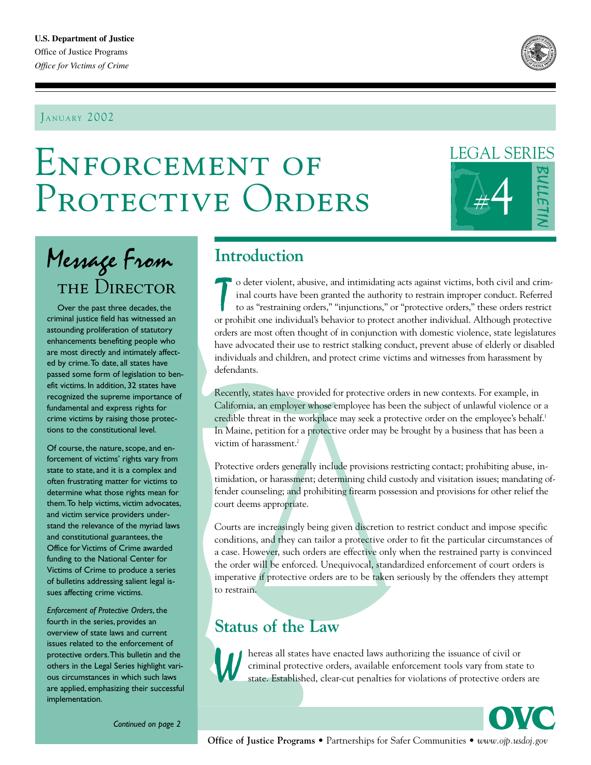**U.S. Department of Justice**
Office of Justice Programps
*Office for Victims of Crime*

JANUARY 2002

# Enforcement of Protective Orders

LEGAL SERIES #4 BULLETIN

## Message From the Director

Over the past three decades, the criminal justice field has witnessed an astounding proliferation of statutory enhancements benefiting people who are most directly and intimately affected by crime. To date, all states have passed some form of legislation to benefit victims. In addition, 32 states have recognized the supreme importance of fundamental and express rights for crime victims by raising those protections to the constitutional level.

Of course, the nature, scope, and enforcement of victims' rights vary from state to state, and it is a complex and often frustrating matter for victims to determine what those rights mean for them. To help victims, victim advocates, and victim service providers understand the relevance of the myriad laws and constitutional guarantees, the Office for Victims of Crime awarded funding to the National Center for Victims of Crime to produce a series of bulletins addressing salient legal issues affecting crime victims.

*Enforcement of Protective Orders*, the fourth in the series, provides an overview of state laws and current issues related to the enforcement of protective orders. This bulletin and the others in the Legal Series highlight various circumstances in which such laws are applied, emphasizing their successful implementation.

*Continued on page 2*

## Introduction

To deter violent, abusive, and intimidating acts against victims, both civil and criminal courts have been granted the authority to restrain improper conduct. Referred to as "restraining orders," "injunctions," or "protective orders," these orders restrict or prohibit one individual's behavior to protect another individual. Although protective orders are most often thought of in conjunction with domestic violence, state legislatures have advocated their use to restrict stalking conduct, prevent abuse of elderly or disabled individuals and children, and protect crime victims and witnesses from harassment by defendants.

Recently, states have provided for protective orders in new contexts. For example, in California, an employer whose employee has been the subject of unlawful violence or a credible threat in the workplace may seek a protective order on the employee's behalf.[1] In Maine, petition for a protective order may be brought by a business that has been a victim of harassment.[2]

Protective orders generally include provisions restricting contact; prohibiting abuse, intimidation, or harassment; determining child custody and visitation issues; mandating offender counseling; and prohibiting firearm possession and provisions for other relief the court deems appropriate.

Courts are increasingly being given discretion to restrict conduct and impose specific conditions, and they can tailor a protective order to fit the particular circumstances of a case. However, such orders are effective only when the restrained party is convinced the order will be enforced. Unequivocal, standardized enforcement of court orders is imperative if protective orders are to be taken seriously by the offenders they attempt to restrain.

## Status of the Law

Whereas all states have enacted laws authorizing the issuance of civil or criminal protective orders, available enforcement tools vary from state to state. Established, clear-cut penalties for violations of protective orders are

**Office of Justice Programs** • Partnerships for Safer Communities • *www.ojp.usdoj.gov*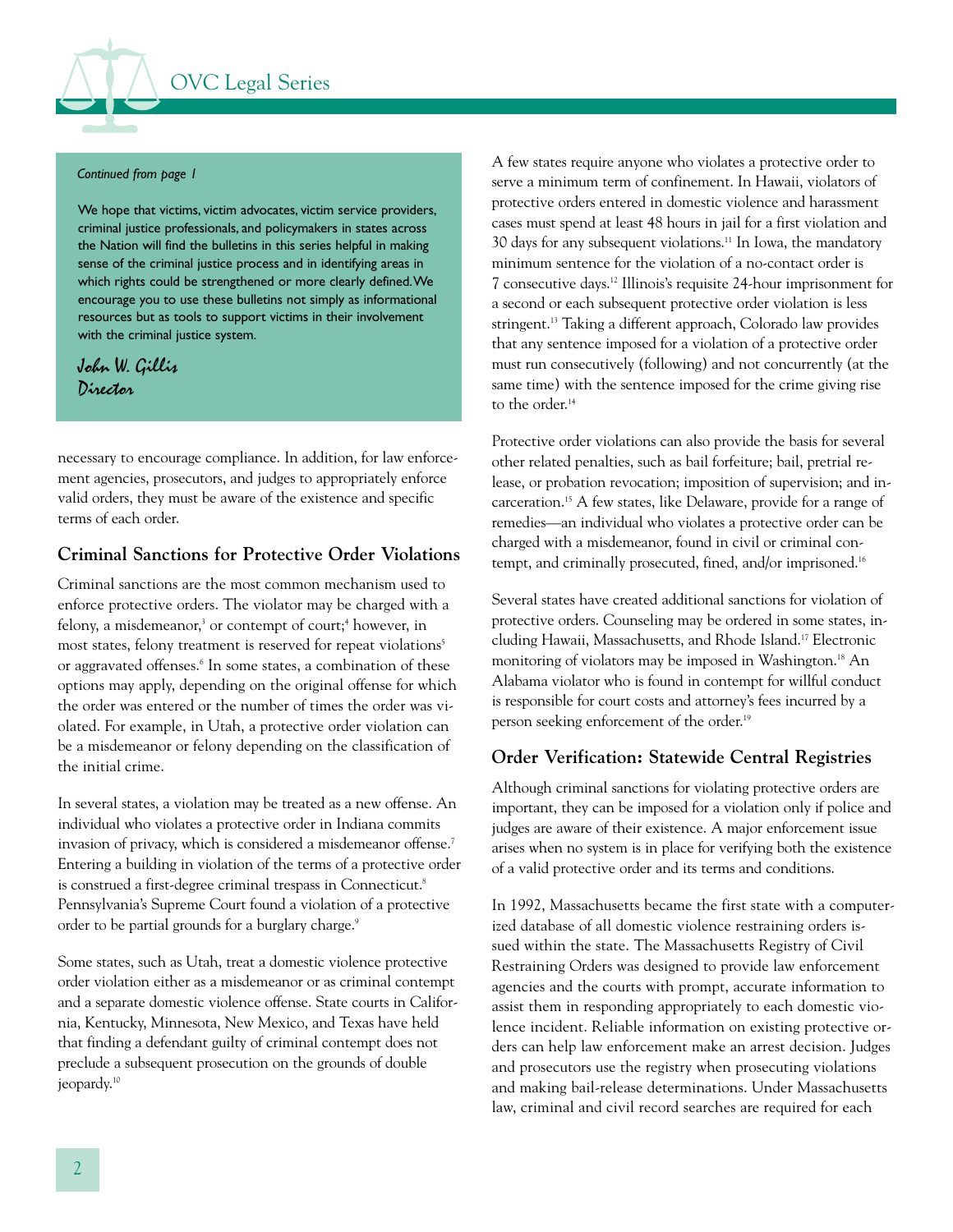*Continued from page 1*

We hope that victims, victim advocates, victim service providers, criminal justice professionals, and policymakers in states across the Nation will find the bulletins in this series helpful in making sense of the criminal justice process and in identifying areas in which rights could be strengthened or more clearly defined. We encourage you to use these bulletins not simply as informational resources but as tools to support victims in their involvement with the criminal justice system.

*John W. Gillis*
*Director*

necessary to encourage compliance. In addition, for law enforcement agencies, prosecutors, and judges to appropriately enforce valid orders, they must be aware of the existence and specific terms of each order.

## Criminal Sanctions for Protective Order Violations

Criminal sanctions are the most common mechanism used to enforce protective orders. The violator may be charged with a felony, a misdemeanor,[3] or contempt of court;[4] however, in most states, felony treatment is reserved for repeat violations[5] or aggravated offenses.[6] In some states, a combination of these options may apply, depending on the original offense for which the order was entered or the number of times the order was violated. For example, in Utah, a protective order violation can be a misdemeanor or felony depending on the classification of the initial crime.

In several states, a violation may be treated as a new offense. An individual who violates a protective order in Indiana commits invasion of privacy, which is considered a misdemeanor offense.[7] Entering a building in violation of the terms of a protective order is construed a first-degree criminal trespass in Connecticut.[8] Pennsylvania's Supreme Court found a violation of a protective order to be partial grounds for a burglary charge.[9]

Some states, such as Utah, treat a domestic violence protective order violation either as a misdemeanor or as criminal contempt and a separate domestic violence offense. State courts in California, Kentucky, Minnesota, New Mexico, and Texas have held that finding a defendant guilty of criminal contempt does not preclude a subsequent prosecution on the grounds of double jeopardy.[10]

A few states require anyone who violates a protective order to serve a minimum term of confinement. In Hawaii, violators of protective orders entered in domestic violence and harassment cases must spend at least 48 hours in jail for a first violation and 30 days for any subsequent violations.[11] In Iowa, the mandatory minimum sentence for the violation of a no-contact order is 7 consecutive days.[12] Illinois's requisite 24-hour imprisonment for a second or each subsequent protective order violation is less stringent.[13] Taking a different approach, Colorado law provides that any sentence imposed for a violation of a protective order must run consecutively (following) and not concurrently (at the same time) with the sentence imposed for the crime giving rise to the order.[14]

Protective order violations can also provide the basis for several other related penalties, such as bail forfeiture; bail, pretrial release, or probation revocation; imposition of supervision; and incarceration.[15] A few states, like Delaware, provide for a range of remedies—an individual who violates a protective order can be charged with a misdemeanor, found in civil or criminal contempt, and criminally prosecuted, fined, and/or imprisoned.[16]

Several states have created additional sanctions for violation of protective orders. Counseling may be ordered in some states, including Hawaii, Massachusetts, and Rhode Island.[17] Electronic monitoring of violators may be imposed in Washington.[18] An Alabama violator who is found in contempt for willful conduct is responsible for court costs and attorney's fees incurred by a person seeking enforcement of the order.[19]

## Order Verification: Statewide Central Registries

Although criminal sanctions for violating protective orders are important, they can be imposed for a violation only if police and judges are aware of their existence. A major enforcement issue arises when no system is in place for verifying both the existence of a valid protective order and its terms and conditions.

In 1992, Massachusetts became the first state with a computerized database of all domestic violence restraining orders issued within the state. The Massachusetts Registry of Civil Restraining Orders was designed to provide law enforcement agencies and the courts with prompt, accurate information to assist them in responding appropriately to each domestic violence incident. Reliable information on existing protective orders can help law enforcement make an arrest decision. Judges and prosecutors use the registry when prosecuting violations and making bail-release determinations. Under Massachusetts law, criminal and civil record searches are required for each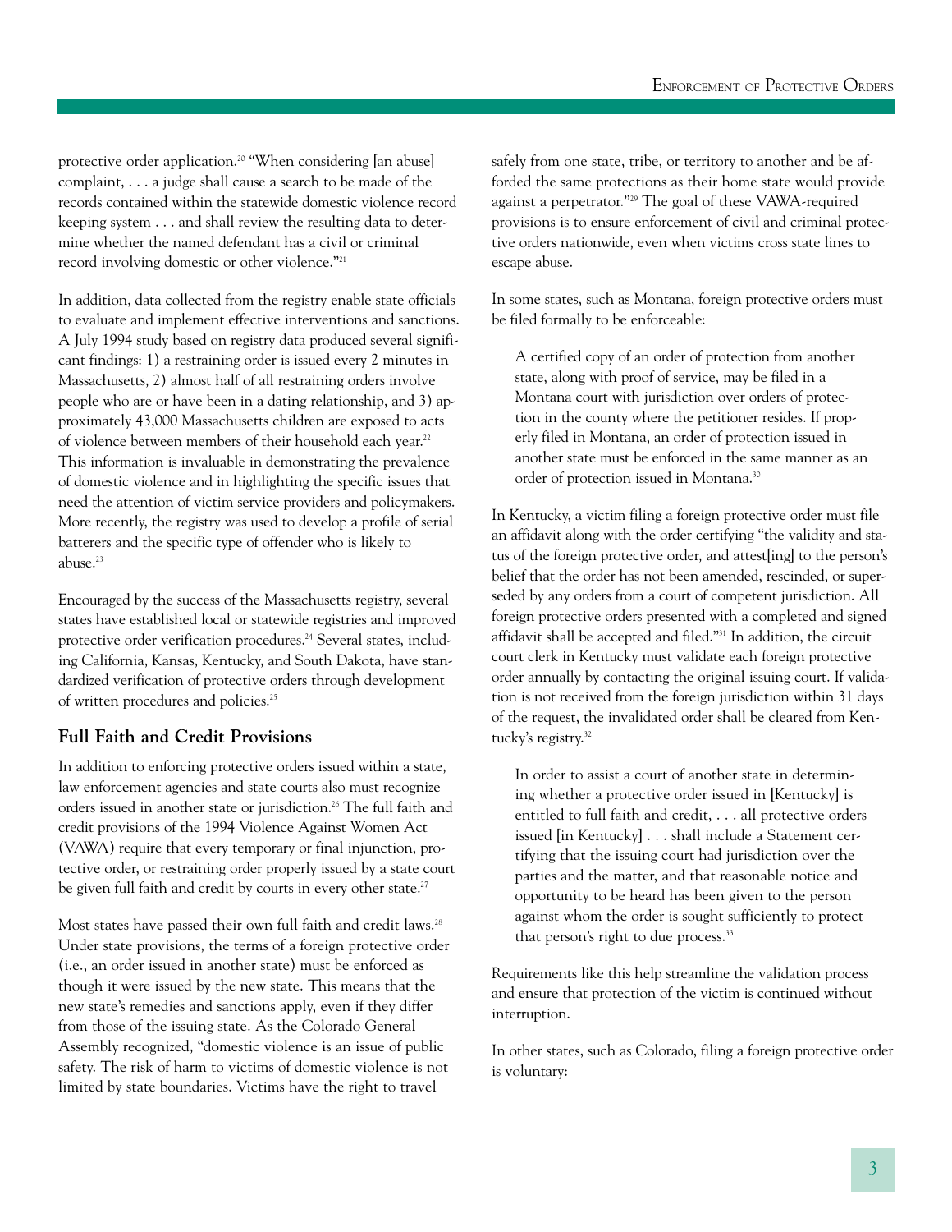protective order application.[20] "When considering [an abuse] complaint, . . . a judge shall cause a search to be made of the records contained within the statewide domestic violence record keeping system . . . and shall review the resulting data to determine whether the named defendant has a civil or criminal record involving domestic or other violence."[21]

In addition, data collected from the registry enable state officials to evaluate and implement effective interventions and sanctions. A July 1994 study based on registry data produced several significant findings: 1) a restraining order is issued every 2 minutes in Massachusetts, 2) almost half of all restraining orders involve people who are or have been in a dating relationship, and 3) approximately 43,000 Massachusetts children are exposed to acts of violence between members of their household each year.[22] This information is invaluable in demonstrating the prevalence of domestic violence and in highlighting the specific issues that need the attention of victim service providers and policymakers. More recently, the registry was used to develop a profile of serial batterers and the specific type of offender who is likely to abuse.[23]

Encouraged by the success of the Massachusetts registry, several states have established local or statewide registries and improved protective order verification procedures.[24] Several states, including California, Kansas, Kentucky, and South Dakota, have standardized verification of protective orders through development of written procedures and policies.[25]

## Full Faith and Credit Provisions

In addition to enforcing protective orders issued within a state, law enforcement agencies and state courts also must recognize orders issued in another state or jurisdiction.[26] The full faith and credit provisions of the 1994 Violence Against Women Act (VAWA) require that every temporary or final injunction, protective order, or restraining order properly issued by a state court be given full faith and credit by courts in every other state.[27]

Most states have passed their own full faith and credit laws.[28] Under state provisions, the terms of a foreign protective order (i.e., an order issued in another state) must be enforced as though it were issued by the new state. This means that the new state's remedies and sanctions apply, even if they differ from those of the issuing state. As the Colorado General Assembly recognized, "domestic violence is an issue of public safety. The risk of harm to victims of domestic violence is not limited by state boundaries. Victims have the right to travel safely from one state, tribe, or territory to another and be afforded the same protections as their home state would provide against a perpetrator."[29] The goal of these VAWA-required provisions is to ensure enforcement of civil and criminal protective orders nationwide, even when victims cross state lines to escape abuse.

In some states, such as Montana, foreign protective orders must be filed formally to be enforceable:

> A certified copy of an order of protection from another state, along with proof of service, may be filed in a Montana court with jurisdiction over orders of protection in the county where the petitioner resides. If properly filed in Montana, an order of protection issued in another state must be enforced in the same manner as an order of protection issued in Montana.[30]

In Kentucky, a victim filing a foreign protective order must file an affidavit along with the order certifying "the validity and status of the foreign protective order, and attest[ing] to the person's belief that the order has not been amended, rescinded, or superseded by any orders from a court of competent jurisdiction. All foreign protective orders presented with a completed and signed affidavit shall be accepted and filed."[31] In addition, the circuit court clerk in Kentucky must validate each foreign protective order annually by contacting the original issuing court. If validation is not received from the foreign jurisdiction within 31 days of the request, the invalidated order shall be cleared from Kentucky's registry.[32]

> In order to assist a court of another state in determining whether a protective order issued in [Kentucky] is entitled to full faith and credit, . . . all protective orders issued [in Kentucky] . . . shall include a Statement certifying that the issuing court had jurisdiction over the parties and the matter, and that reasonable notice and opportunity to be heard has been given to the person against whom the order is sought sufficiently to protect that person's right to due process.[33]

Requirements like this help streamline the validation process and ensure that protection of the victim is continued without interruption.

In other states, such as Colorado, filing a foreign protective order is voluntary: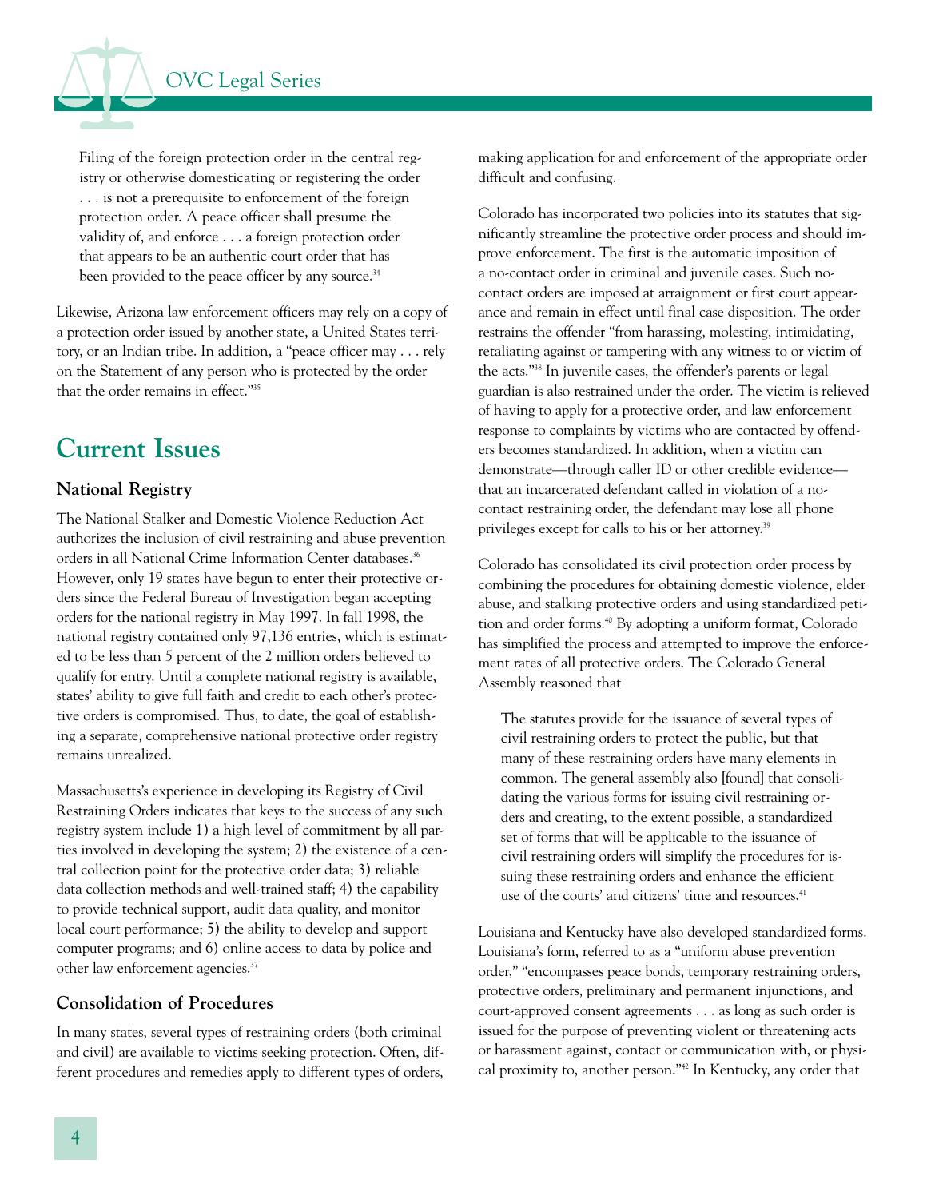> Filing of the foreign protection order in the central registry or otherwise domesticating or registering the order . . . is not a prerequisite to enforcement of the foreign protection order. A peace officer shall presume the validity of, and enforce . . . a foreign protection order that appears to be an authentic court order that has been provided to the peace officer by any source.[34]

Likewise, Arizona law enforcement officers may rely on a copy of a protection order issued by another state, a United States territory, or an Indian tribe. In addition, a "peace officer may . . . rely on the Statement of any person who is protected by the order that the order remains in effect."[35]

## Current Issues

### National Registry

The National Stalker and Domestic Violence Reduction Act authorizes the inclusion of civil restraining and abuse prevention orders in all National Crime Information Center databases.[36] However, only 19 states have begun to enter their protective orders since the Federal Bureau of Investigation began accepting orders for the national registry in May 1997. In fall 1998, the national registry contained only 97,136 entries, which is estimated to be less than 5 percent of the 2 million orders believed to qualify for entry. Until a complete national registry is available, states' ability to give full faith and credit to each other's protective orders is compromised. Thus, to date, the goal of establishing a separate, comprehensive national protective order registry remains unrealized.

Massachusetts's experience in developing its Registry of Civil Restraining Orders indicates that keys to the success of any such registry system include 1) a high level of commitment by all parties involved in developing the system; 2) the existence of a central collection point for the protective order data; 3) reliable data collection methods and well-trained staff; 4) the capability to provide technical support, audit data quality, and monitor local court performance; 5) the ability to develop and support computer programs; and 6) online access to data by police and other law enforcement agencies.[37]

### Consolidation of Procedures

In many states, several types of restraining orders (both criminal and civil) are available to victims seeking protection. Often, different procedures and remedies apply to different types of orders, making application for and enforcement of the appropriate order difficult and confusing.

Colorado has incorporated two policies into its statutes that significantly streamline the protective order process and should improve enforcement. The first is the automatic imposition of a no-contact order in criminal and juvenile cases. Such no-contact orders are imposed at arraignment or first court appearance and remain in effect until final case disposition. The order restrains the offender "from harassing, molesting, intimidating, retaliating against or tampering with any witness to or victim of the acts."[38] In juvenile cases, the offender's parents or legal guardian is also restrained under the order. The victim is relieved of having to apply for a protective order, and law enforcement response to complaints by victims who are contacted by offenders becomes standardized. In addition, when a victim can demonstrate—through caller ID or other credible evidence—that an incarcerated defendant called in violation of a no-contact restraining order, the defendant may lose all phone privileges except for calls to his or her attorney.[39]

Colorado has consolidated its civil protection order process by combining the procedures for obtaining domestic violence, elder abuse, and stalking protective orders and using standardized petition and order forms.[40] By adopting a uniform format, Colorado has simplified the process and attempted to improve the enforcement rates of all protective orders. The Colorado General Assembly reasoned that

> The statutes provide for the issuance of several types of civil restraining orders to protect the public, but that many of these restraining orders have many elements in common. The general assembly also [found] that consolidating the various forms for issuing civil restraining orders and creating, to the extent possible, a standardized set of forms that will be applicable to the issuance of civil restraining orders will simplify the procedures for issuing these restraining orders and enhance the efficient use of the courts' and citizens' time and resources.[41]

Louisiana and Kentucky have also developed standardized forms. Louisiana's form, referred to as a "uniform abuse prevention order," "encompasses peace bonds, temporary restraining orders, protective orders, preliminary and permanent injunctions, and court-approved consent agreements . . . as long as such order is issued for the purpose of preventing violent or threatening acts or harassment against, contact or communication with, or physical proximity to, another person."[42] In Kentucky, any order that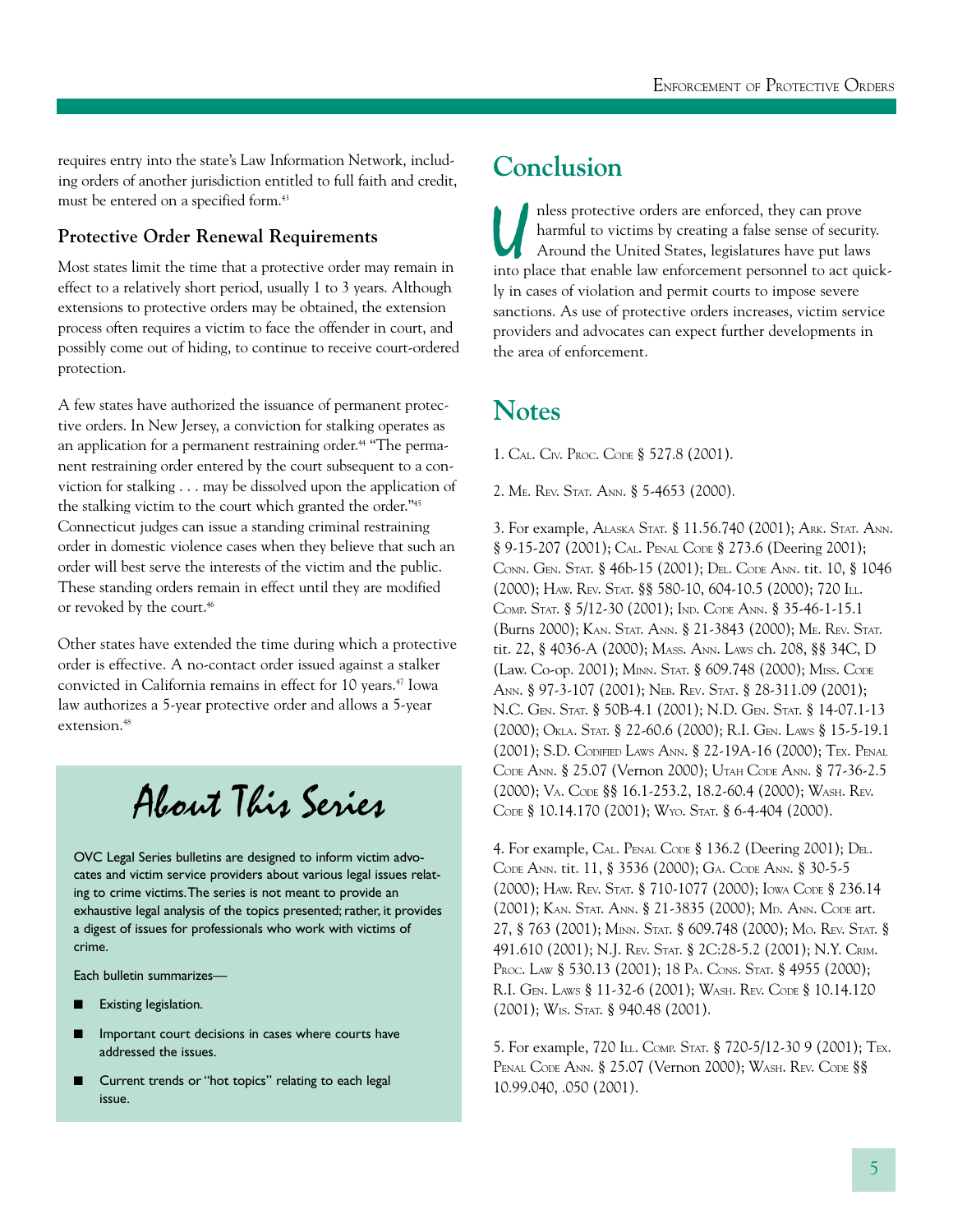requires entry into the state's Law Information Network, including orders of another jurisdiction entitled to full faith and credit, must be entered on a specified form.[43]

### Protective Order Renewal Requirements

Most states limit the time that a protective order may remain in effect to a relatively short period, usually 1 to 3 years. Although extensions to protective orders may be obtained, the extension process often requires a victim to face the offender in court, and possibly come out of hiding, to continue to receive court-ordered protection.

A few states have authorized the issuance of permanent protective orders. In New Jersey, a conviction for stalking operates as an application for a permanent restraining order.[44] "The permanent restraining order entered by the court subsequent to a conviction for stalking . . . may be dissolved upon the application of the stalking victim to the court which granted the order."[45] Connecticut judges can issue a standing criminal restraining order in domestic violence cases when they believe that such an order will best serve the interests of the victim and the public. These standing orders remain in effect until they are modified or revoked by the court.[46]

Other states have extended the time during which a protective order is effective. A no-contact order issued against a stalker convicted in California remains in effect for 10 years.[47] Iowa law authorizes a 5-year protective order and allows a 5-year extension.[48]

## About This Series

OVC Legal Series bulletins are designed to inform victim advocates and victim service providers about various legal issues relating to crime victims. The series is not meant to provide an exhaustive legal analysis of the topics presented; rather, it provides a digest of issues for professionals who work with victims of crime.

Each bulletin summarizes—

- Existing legislation.
- Important court decisions in cases where courts have addressed the issues.
- Current trends or "hot topics" relating to each legal issue.

## Conclusion

Unless protective orders are enforced, they can prove harmful to victims by creating a false sense of security. Around the United States, legislatures have put laws into place that enable law enforcement personnel to act quickly in cases of violation and permit courts to impose severe sanctions. As use of protective orders increases, victim service providers and advocates can expect further developments in the area of enforcement.

## Notes

1. Cal. Civ. Proc. Code § 527.8 (2001).

2. Me. Rev. Stat. Ann. § 5-4653 (2000).

3. For example, Alaska Stat. § 11.56.740 (2001); Ark. Stat. Ann. § 9-15-207 (2001); Cal. Penal Code § 273.6 (Deering 2001); Conn. Gen. Stat. § 46b-15 (2001); Del. Code Ann. tit. 10, § 1046 (2000); Haw. Rev. Stat. §§ 580-10, 604-10.5 (2000); 720 Ill. Comp. Stat. § 5/12-30 (2001); Ind. Code Ann. § 35-46-1-15.1 (Burns 2000); Kan. Stat. Ann. § 21-3843 (2000); Me. Rev. Stat. tit. 22, § 4036-A (2000); Mass. Ann. Laws ch. 208, §§ 34C, D (Law. Co-op. 2001); Minn. Stat. § 609.748 (2000); Miss. Code Ann. § 97-3-107 (2001); Neb. Rev. Stat. § 28-311.09 (2001); N.C. Gen. Stat. § 50B-4.1 (2001); N.D. Gen. Stat. § 14-07.1-13 (2000); Okla. Stat. § 22-60.6 (2000); R.I. Gen. Laws § 15-5-19.1 (2001); S.D. Codified Laws Ann. § 22-19A-16 (2000); Tex. Penal Code Ann. § 25.07 (Vernon 2000); Utah Code Ann. § 77-36-2.5 (2000); Va. Code §§ 16.1-253.2, 18.2-60.4 (2000); Wash. Rev. Code § 10.14.170 (2001); Wyo. Stat. § 6-4-404 (2000).

4. For example, Cal. Penal Code § 136.2 (Deering 2001); Del. Code Ann. tit. 11, § 3536 (2000); Ga. Code Ann. § 30-5-5 (2000); Haw. Rev. Stat. § 710-1077 (2000); Iowa Code § 236.14 (2001); Kan. Stat. Ann. § 21-3835 (2000); Md. Ann. Code art. 27, § 763 (2001); Minn. Stat. § 609.748 (2000); Mo. Rev. Stat. § 491.610 (2001); N.J. Rev. Stat. § 2C:28-5.2 (2001); N.Y. Crim. Proc. Law § 530.13 (2001); 18 Pa. Cons. Stat. § 4955 (2000); R.I. Gen. Laws § 11-32-6 (2001); Wash. Rev. Code § 10.14.120 (2001); Wis. Stat. § 940.48 (2001).

5. For example, 720 Ill. Comp. Stat. § 720-5/12-30 9 (2001); Tex. Penal Code Ann. § 25.07 (Vernon 2000); Wash. Rev. Code §§ 10.99.040, .050 (2001).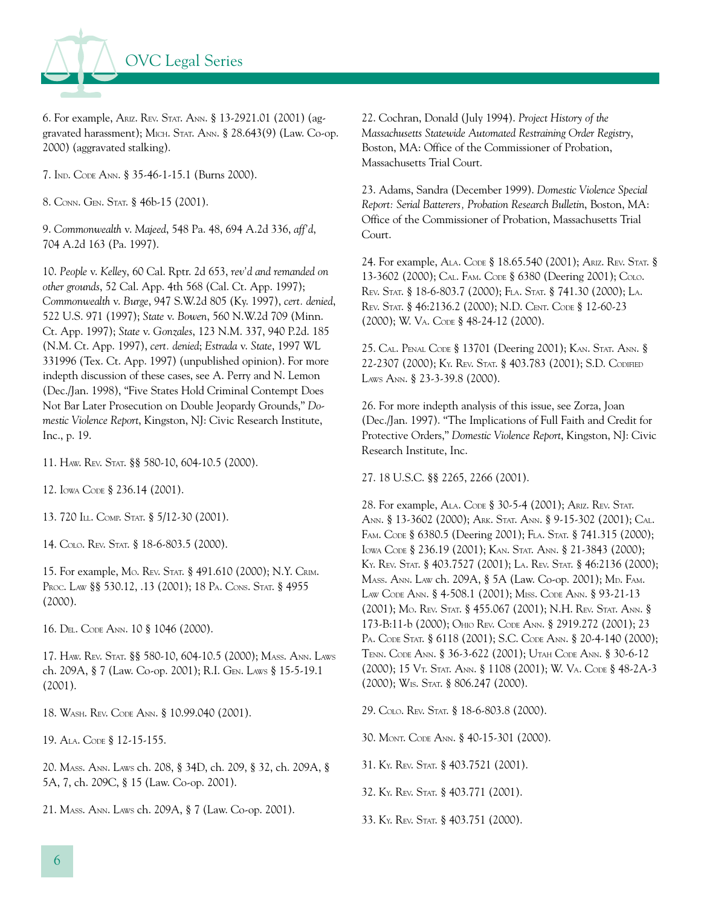6. For example, Ariz. Rev. Stat. Ann. § 13-2921.01 (2001) (aggravated harassment); Mich. Stat. Ann. § 28.643(9) (Law. Co-op. 2000) (aggravated stalking).

7. Ind. Code Ann. § 35-46-1-15.1 (Burns 2000).

8. Conn. Gen. Stat. § 46b-15 (2001).

9. *Commonwealth* v. *Majeed*, 548 Pa. 48, 694 A.2d 336, *aff'd*, 704 A.2d 163 (Pa. 1997).

10. *People* v. *Kelley*, 60 Cal. Rptr. 2d 653, *rev'd and remanded on other grounds*, 52 Cal. App. 4th 568 (Cal. Ct. App. 1997); *Commonwealth* v. *Burge*, 947 S.W.2d 805 (Ky. 1997), *cert. denied*, 522 U.S. 971 (1997); *State* v. *Bowen*, 560 N.W.2d 709 (Minn. Ct. App. 1997); *State* v. *Gonzales*, 123 N.M. 337, 940 P.2d. 185 (N.M. Ct. App. 1997), *cert. denied*; *Estrada* v. *State*, 1997 WL 331996 (Tex. Ct. App. 1997) (unpublished opinion). For more indepth discussion of these cases, see A. Perry and N. Lemon (Dec./Jan. 1998), "Five States Hold Criminal Contempt Does Not Bar Later Prosecution on Double Jeopardy Grounds," *Domestic Violence Report*, Kingston, NJ: Civic Research Institute, Inc., p. 19.

11. Haw. Rev. Stat. §§ 580-10, 604-10.5 (2000).

12. Iowa Code § 236.14 (2001).

13. 720 Ill. Comp. Stat. § 5/12-30 (2001).

14. Colo. Rev. Stat. § 18-6-803.5 (2000).

15. For example, Mo. Rev. Stat. § 491.610 (2000); N.Y. Crim. Proc. Law §§ 530.12, .13 (2001); 18 Pa. Cons. Stat. § 4955 (2000).

16. Del. Code Ann. 10 § 1046 (2000).

17. Haw. Rev. Stat. §§ 580-10, 604-10.5 (2000); Mass. Ann. Laws ch. 209A, § 7 (Law. Co-op. 2001); R.I. Gen. Laws § 15-5-19.1 (2001).

18. Wash. Rev. Code Ann. § 10.99.040 (2001).

19. Ala. Code § 12-15-155.

20. Mass. Ann. Laws ch. 208, § 34D, ch. 209, § 32, ch. 209A, § 5A, 7, ch. 209C, § 15 (Law. Co-op. 2001).

21. Mass. Ann. Laws ch. 209A, § 7 (Law. Co-op. 2001).

22. Cochran, Donald (July 1994). *Project History of the Massachusetts Statewide Automated Restraining Order Registry*, Boston, MA: Office of the Commissioner of Probation, Massachusetts Trial Court.

23. Adams, Sandra (December 1999). *Domestic Violence Special Report: Serial Batterers, Probation Research Bulletin*, Boston, MA: Office of the Commissioner of Probation, Massachusetts Trial Court.

24. For example, Ala. Code § 18.65.540 (2001); Ariz. Rev. Stat. § 13-3602 (2000); Cal. Fam. Code § 6380 (Deering 2001); Colo. Rev. Stat. § 18-6-803.7 (2000); Fla. Stat. § 741.30 (2000); La. Rev. Stat. § 46:2136.2 (2000); N.D. Cent. Code § 12-60-23 (2000); W. Va. Code § 48-24-12 (2000).

25. Cal. Penal Code § 13701 (Deering 2001); Kan. Stat. Ann. § 22-2307 (2000); Ky. Rev. Stat. § 403.783 (2001); S.D. Codified Laws Ann. § 23-3-39.8 (2000).

26. For more indepth analysis of this issue, see Zorza, Joan (Dec./Jan. 1997). "The Implications of Full Faith and Credit for Protective Orders," *Domestic Violence Report*, Kingston, NJ: Civic Research Institute, Inc.

27. 18 U.S.C. §§ 2265, 2266 (2001).

28. For example, Ala. Code § 30-5-4 (2001); Ariz. Rev. Stat. Ann. § 13-3602 (2000); Ark. Stat. Ann. § 9-15-302 (2001); Cal. Fam. Code § 6380.5 (Deering 2001); Fla. Stat. § 741.315 (2000); Iowa Code § 236.19 (2001); Kan. Stat. Ann. § 21-3843 (2000); Ky. Rev. Stat. § 403.7527 (2001); La. Rev. Stat. § 46:2136 (2000); Mass. Ann. Law ch. 209A, § 5A (Law. Co-op. 2001); Md. Fam. Law Code Ann. § 4-508.1 (2001); Miss. Code Ann. § 93-21-13 (2001); Mo. Rev. Stat. § 455.067 (2001); N.H. Rev. Stat. Ann. § 173-B:11-b (2000); Ohio Rev. Code Ann. § 2919.272 (2001); 23 Pa. Code Stat. § 6118 (2001); S.C. Code Ann. § 20-4-140 (2000); Tenn. Code Ann. § 36-3-622 (2001); Utah Code Ann. § 30-6-12 (2000); 15 Vt. Stat. Ann. § 1108 (2001); W. Va. Code § 48-2A-3 (2000); Wis. Stat. § 806.247 (2000).

29. Colo. Rev. Stat. § 18-6-803.8 (2000).

30. Mont. Code Ann. § 40-15-301 (2000).

31. Ky. Rev. Stat. § 403.7521 (2001).

32. Ky. Rev. Stat. § 403.771 (2001).

33. Ky. Rev. Stat. § 403.751 (2000).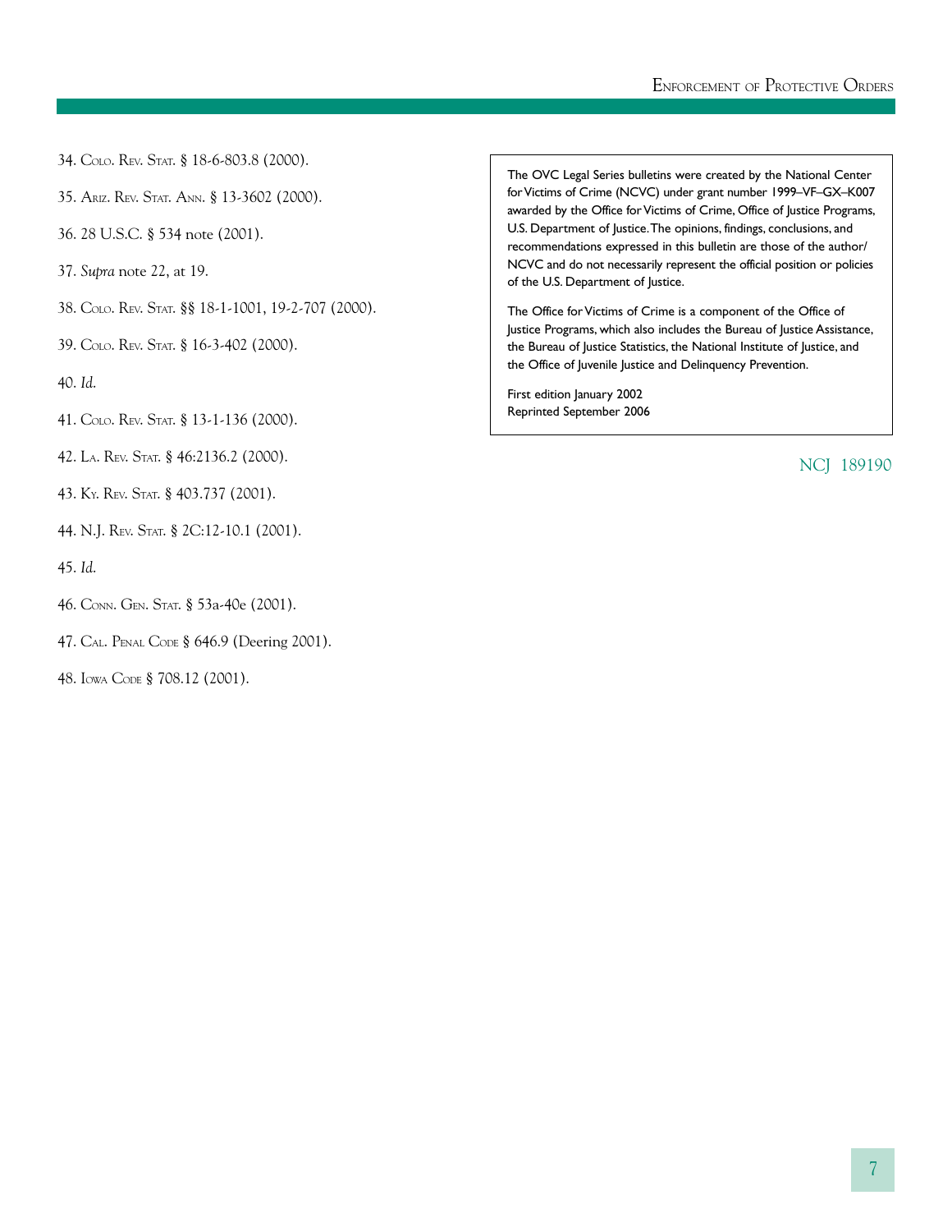34. Colo. Rev. Stat. § 18-6-803.8 (2000).

35. Ariz. Rev. Stat. Ann. § 13-3602 (2000).

36. 28 U.S.C. § 534 note (2001).

37. *Supra* note 22, at 19.

38. Colo. Rev. Stat. §§ 18-1-1001, 19-2-707 (2000).

39. Colo. Rev. Stat. § 16-3-402 (2000).

40. *Id.*

41. Colo. Rev. Stat. § 13-1-136 (2000).

42. La. Rev. Stat. § 46:2136.2 (2000).

43. Ky. Rev. Stat. § 403.737 (2001).

44. N.J. Rev. Stat. § 2C:12-10.1 (2001).

45. *Id.*

46. Conn. Gen. Stat. § 53a-40e (2001).

47. Cal. Penal Code § 646.9 (Deering 2001).

48. Iowa Code § 708.12 (2001).

The OVC Legal Series bulletins were created by the National Center for Victims of Crime (NCVC) under grant number 1999–VF–GX–K007 awarded by the Office for Victims of Crime, Office of Justice Programs, U.S. Department of Justice. The opinions, findings, conclusions, and recommendations expressed in this bulletin are those of the author/NCVC and do not necessarily represent the official position or policies of the U.S. Department of Justice.

The Office for Victims of Crime is a component of the Office of Justice Programs, which also includes the Bureau of Justice Assistance, the Bureau of Justice Statistics, the National Institute of Justice, and the Office of Juvenile Justice and Delinquency Prevention.

First edition January 2002
Reprinted September 2006

NCJ 189190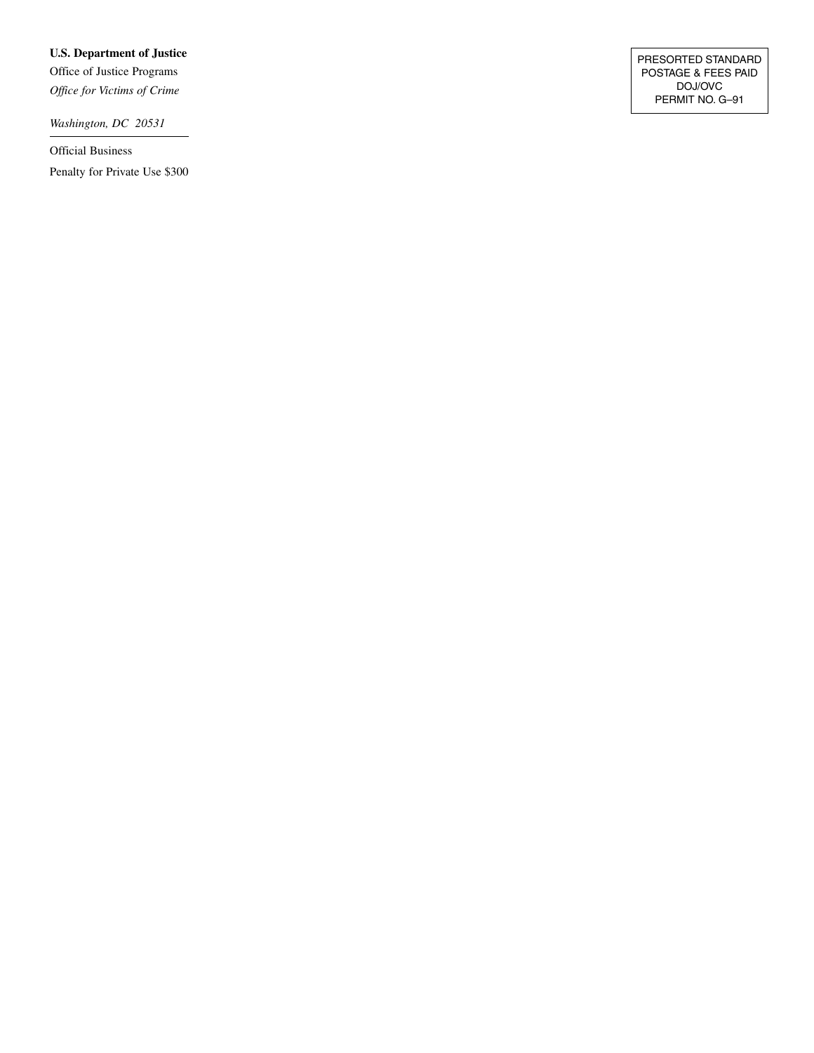**U.S. Department of Justice**

Office of Justice Programs

*Office for Victims of Crime*

*Washington, DC 20531*

Official Business

Penalty for Private Use $300

PRESORTED STANDARD
POSTAGE & FEES PAID
DOJ/OVC
PERMIT NO. G–91